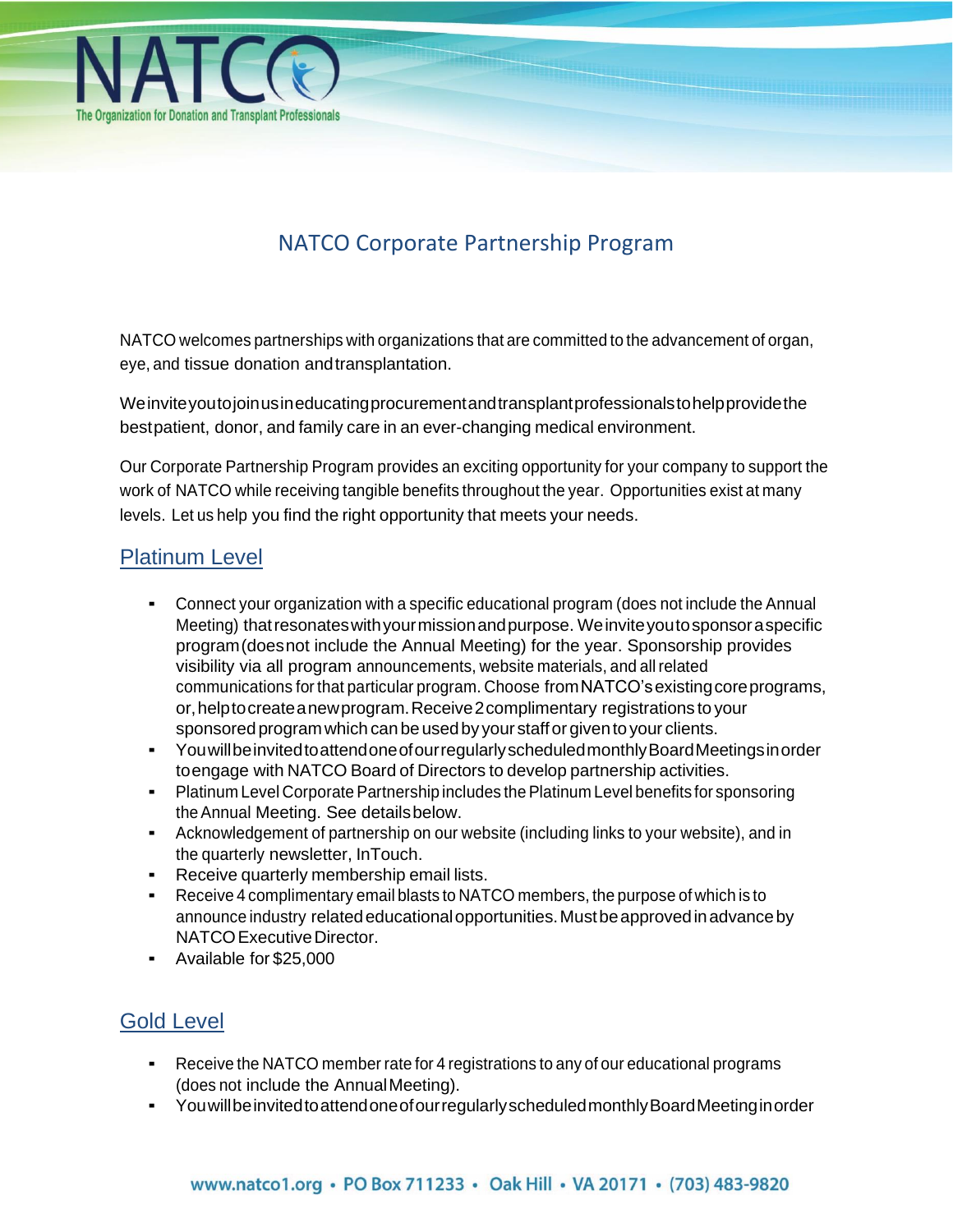# NATCO Corporate Partnership Program

NATCO welcomes partnerships with organizations that are committed to the advancement of organ, eye, and tissue donation and transplantation.

We invite you to join us in educating procurement and transplant professionals to help provide the best patient, donor, and family care in an ever-changing medical environment.

Our Corporate Partnership Program provides an exciting opportunity for your company to support the work of NATCO while receiving tangible benefits throughout the year. Opportunities exist at many levels. Let us help you find the right opportunity that meets your needs.

## Platinum Level

- Connect your organization with a specific educational program (does not include the Annual Meeting) that resonates with your mission and purpose. We invite you to sponsor a specific program (does not include the Annual Meeting) for the year. Sponsorship provides visibility via all program announcements, website materials, and all related communications for that particular program. Choose from NATCO's existing core programs, or, help to create a new program. Receive 2 complimentary registrations to your sponsored program which can be used by your staff or given to your clients.
- You will be invited to attend one of our regularly scheduled monthly Board Meetings in order to engage with NATCO Board of Directors to develop partnership activities.
- Platinum Level Corporate Partnership includes the Platinum Level benefits for sponsoring the Annual Meeting. See details below.
- Acknowledgement of partnership on our website (including links to your website), and in the quarterly newsletter, InTouch.
- Receive quarterly membership email lists.
- Receive 4 complimentary email blasts to NATCO members, the purpose of which is to announce industry related educational opportunities. Must be approved in advance by NATCO Executive Director.
- Available for $25,000

## Gold Level

- Receive the NATCO member rate for 4 registrations to any of our educational programs (does not include the Annual Meeting).
- You will be invited to attend one of our regularly scheduled monthly Board Meeting in order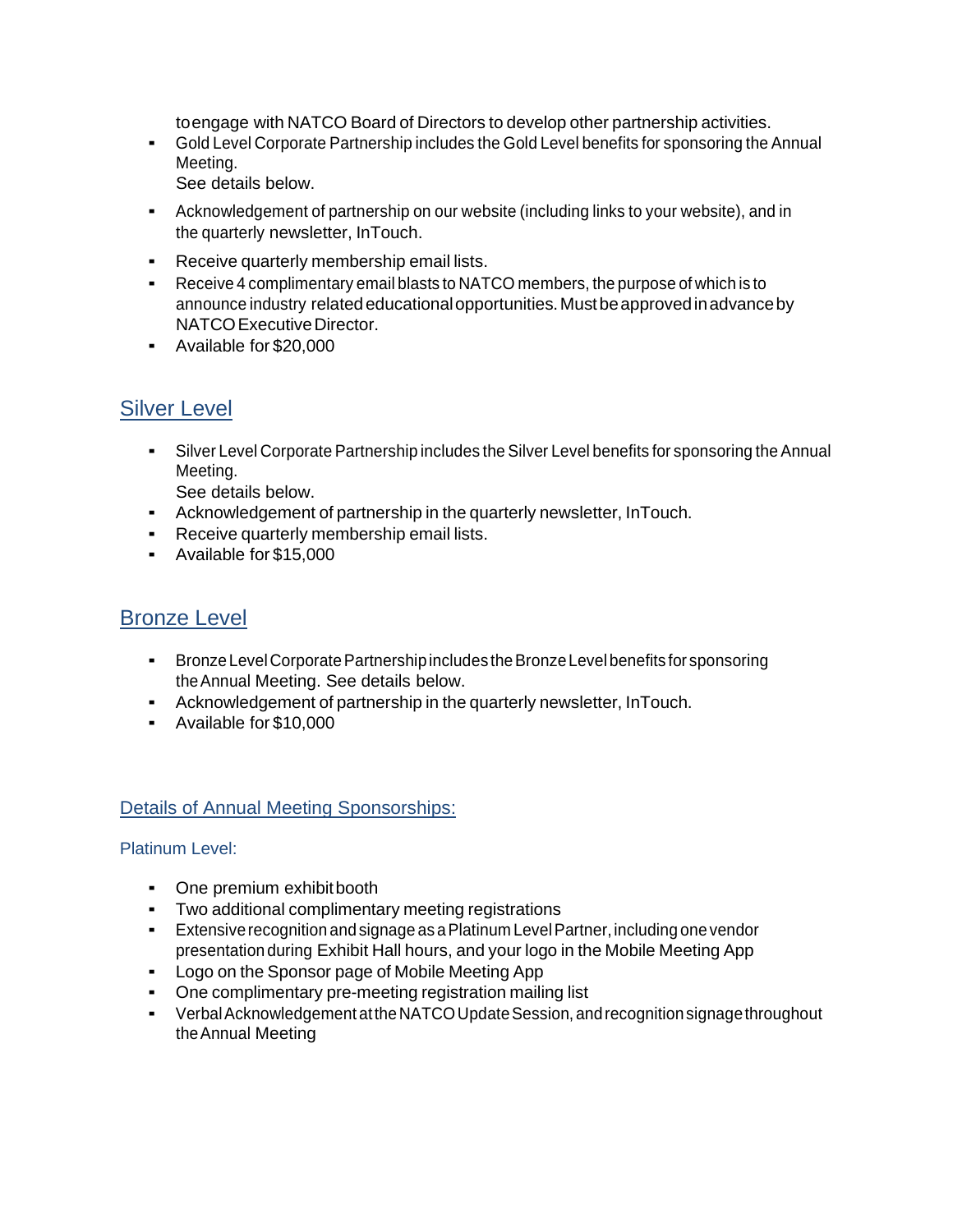to engage with NATCO Board of Directors to develop other partnership activities.

- Gold Level Corporate Partnership includes the Gold Level benefits for sponsoring the Annual Meeting.
  See details below.
- Acknowledgement of partnership on our website (including links to your website), and in the quarterly newsletter, InTouch.
- Receive quarterly membership email lists.
- Receive 4 complimentary email blasts to NATCO members, the purpose of which is to announce industry related educational opportunities. Must be approved in advance by NATCO Executive Director.
- Available for $20,000

## Silver Level

- Silver Level Corporate Partnership includes the Silver Level benefits for sponsoring the Annual Meeting.
  See details below.
- Acknowledgement of partnership in the quarterly newsletter, InTouch.
- Receive quarterly membership email lists.
- Available for $15,000

## Bronze Level

- Bronze Level Corporate Partnership includes the Bronze Level benefits for sponsoring the Annual Meeting. See details below.
- Acknowledgement of partnership in the quarterly newsletter, InTouch.
- Available for $10,000

## Details of Annual Meeting Sponsorships:

### Platinum Level:

- One premium exhibit booth
- Two additional complimentary meeting registrations
- Extensive recognition and signage as a Platinum Level Partner, including one vendor presentation during Exhibit Hall hours, and your logo in the Mobile Meeting App
- Logo on the Sponsor page of Mobile Meeting App
- One complimentary pre-meeting registration mailing list
- Verbal Acknowledgement at the NATCO Update Session, and recognition signage throughout the Annual Meeting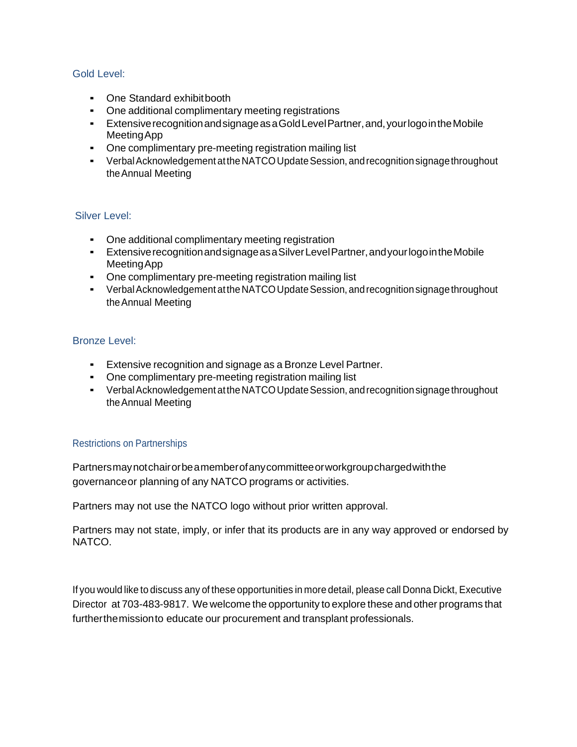## Gold Level:

- One Standard exhibit booth
- One additional complimentary meeting registrations
- Extensive recognition and signage as a Gold Level Partner, and, your logo in the Mobile Meeting App
- One complimentary pre-meeting registration mailing list
- Verbal Acknowledgement at the NATCO Update Session, and recognition signage throughout the Annual Meeting

## Silver Level:

- One additional complimentary meeting registration
- Extensive recognition and signage as a Silver Level Partner, and your logo in the Mobile Meeting App
- One complimentary pre-meeting registration mailing list
- Verbal Acknowledgement at the NATCO Update Session, and recognition signage throughout the Annual Meeting

## Bronze Level:

- Extensive recognition and signage as a Bronze Level Partner.
- One complimentary pre-meeting registration mailing list
- Verbal Acknowledgement at the NATCO Update Session, and recognition signage throughout the Annual Meeting

### Restrictions on Partnerships

Partners may not chair or be a member of any committee or workgroup charged with the governance or planning of any NATCO programs or activities.

Partners may not use the NATCO logo without prior written approval.

Partners may not state, imply, or infer that its products are in any way approved or endorsed by NATCO.

If you would like to discuss any of these opportunities in more detail, please call Donna Dickt, Executive Director at 703-483-9817. We welcome the opportunity to explore these and other programs that further the mission to educate our procurement and transplant professionals.